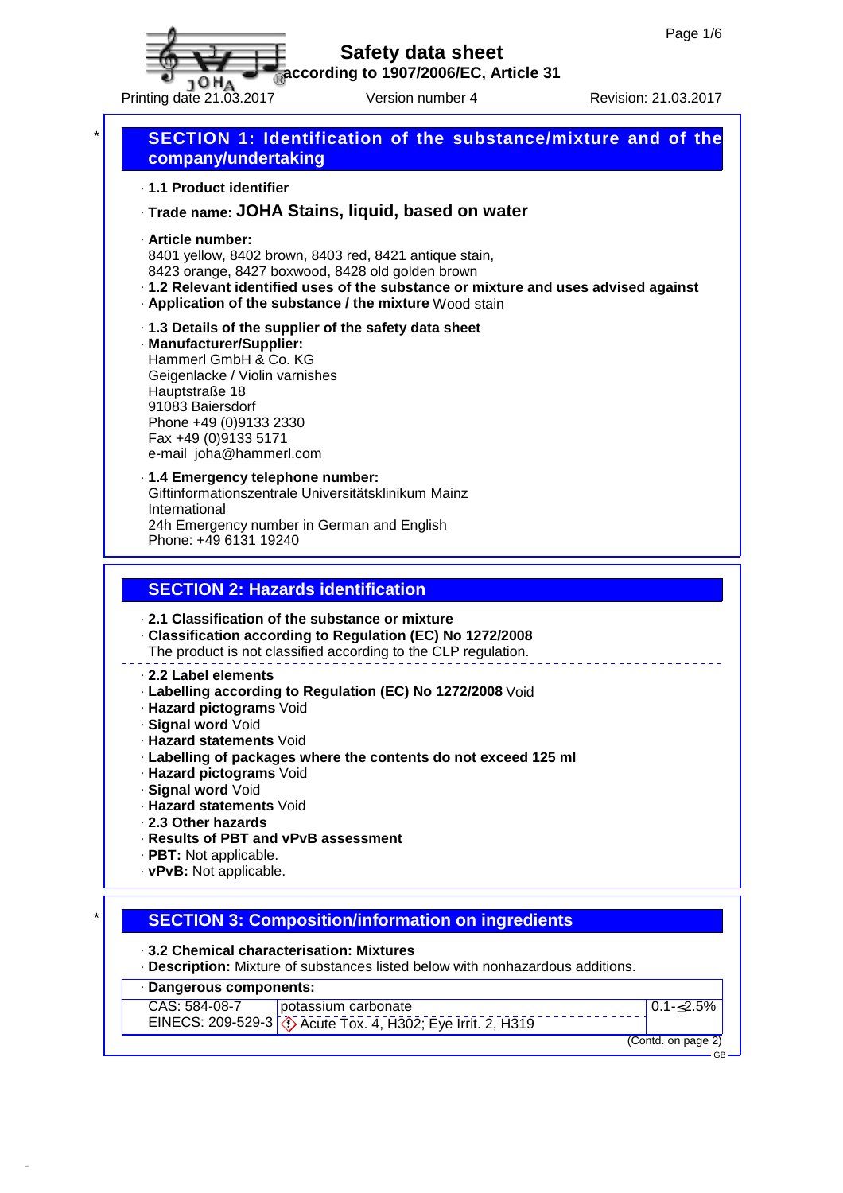# Safety data sheet

**according to 1907/2006/EC, Article 31**

Printing date 21.03.2017 Version number 4 Revision: 21.03.2017

## SECTION 1: Identification of the substance/mixture and of the company/undertaking

· **1.1 Product identifier**

· **Trade name: JOHA Stains, liquid, based on water**

· **Article number:**
8401 yellow, 8402 brown, 8403 red, 8421 antique stain,
8423 orange, 8427 boxwood, 8428 old golden brown

· **1.2 Relevant identified uses of the substance or mixture and uses advised against**

· **Application of the substance / the mixture** Wood stain

· **1.3 Details of the supplier of the safety data sheet**

· **Manufacturer/Supplier:**
Hammerl GmbH & Co. KG
Geigenlacke / Violin varnishes
Hauptstraße 18
91083 Baiersdorf
Phone +49 (0)9133 2330
Fax +49 (0)9133 5171
e-mail joha@hammerl.com

· **1.4 Emergency telephone number:**
Giftinformationszentrale Universitätsklinikum Mainz International
24h Emergency number in German and English
Phone: +49 6131 19240

## SECTION 2: Hazards identification

· **2.1 Classification of the substance or mixture**

· **Classification according to Regulation (EC) No 1272/2008**
The product is not classified according to the CLP regulation.

· **2.2 Label elements**

· **Labelling according to Regulation (EC) No 1272/2008** Void

· **Hazard pictograms** Void

· **Signal word** Void

· **Hazard statements** Void

· **Labelling of packages where the contents do not exceed 125 ml**

· **Hazard pictograms** Void

· **Signal word** Void

· **Hazard statements** Void

· **2.3 Other hazards**

· **Results of PBT and vPvB assessment**

· **PBT:** Not applicable.

· **vPvB:** Not applicable.

## SECTION 3: Composition/information on ingredients

· **3.2 Chemical characterisation: Mixtures**

· **Description:** Mixture of substances listed below with nonhazardous additions.

| · Dangerous components: | | |
|---|---|---|
| CAS: 584-08-7<br>EINECS: 209-529-3 | potassium carbonate<br>Acute Tox. 4, H302; Eye Irrit. 2, H319 | 0.1-≤2.5% |

(Contd. on page 2)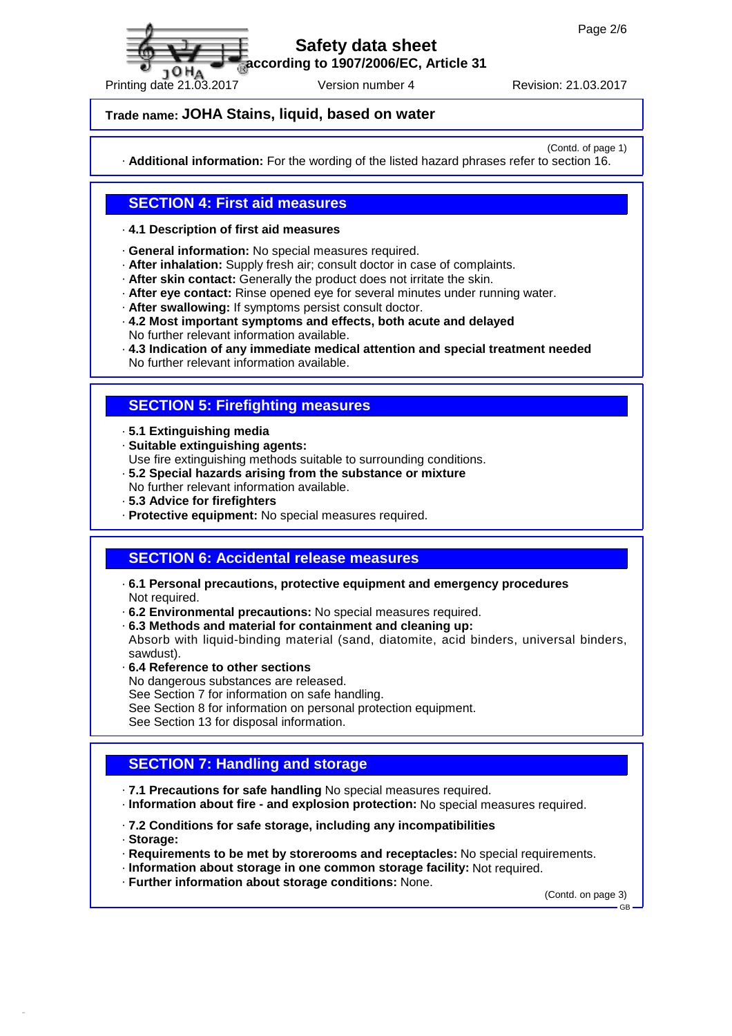**Trade name: JOHA Stains, liquid, based on water**

(Contd. of page 1)

· **Additional information:** For the wording of the listed hazard phrases refer to section 16.

## SECTION 4: First aid measures

· **4.1 Description of first aid measures**

· **General information:** No special measures required.
· **After inhalation:** Supply fresh air; consult doctor in case of complaints.
· **After skin contact:** Generally the product does not irritate the skin.
· **After eye contact:** Rinse opened eye for several minutes under running water.
· **After swallowing:** If symptoms persist consult doctor.
· **4.2 Most important symptoms and effects, both acute and delayed**
No further relevant information available.
· **4.3 Indication of any immediate medical attention and special treatment needed**
No further relevant information available.

## SECTION 5: Firefighting measures

· **5.1 Extinguishing media**
· **Suitable extinguishing agents:**
Use fire extinguishing methods suitable to surrounding conditions.
· **5.2 Special hazards arising from the substance or mixture**
No further relevant information available.
· **5.3 Advice for firefighters**
· **Protective equipment:** No special measures required.

## SECTION 6: Accidental release measures

· **6.1 Personal precautions, protective equipment and emergency procedures**
Not required.
· **6.2 Environmental precautions:** No special measures required.
· **6.3 Methods and material for containment and cleaning up:**
Absorb with liquid-binding material (sand, diatomite, acid binders, universal binders, sawdust).
· **6.4 Reference to other sections**
No dangerous substances are released.
See Section 7 for information on safe handling.
See Section 8 for information on personal protection equipment.
See Section 13 for disposal information.

## SECTION 7: Handling and storage

· **7.1 Precautions for safe handling** No special measures required.
· **Information about fire - and explosion protection:** No special measures required.

· **7.2 Conditions for safe storage, including any incompatibilities**
· **Storage:**
· **Requirements to be met by storerooms and receptacles:** No special requirements.
· **Information about storage in one common storage facility:** Not required.
· **Further information about storage conditions:** None.

(Contd. on page 3)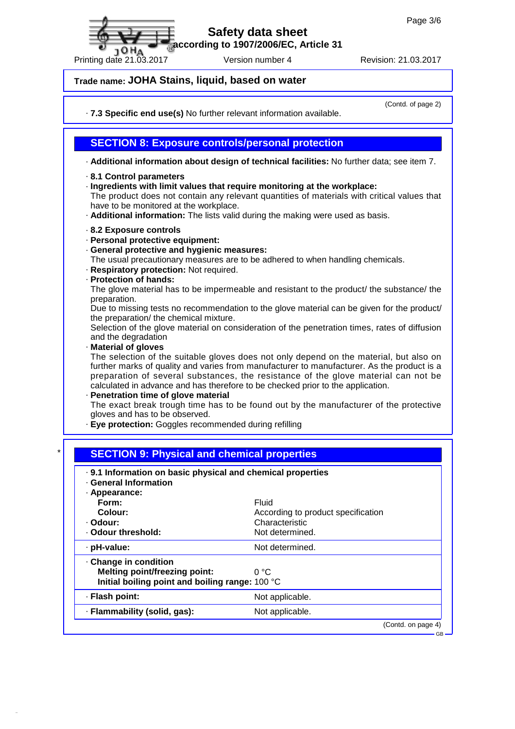**Trade name: JOHA Stains, liquid, based on water**

(Contd. of page 2)

· **7.3 Specific end use(s)** No further relevant information available.

## SECTION 8: Exposure controls/personal protection

· **Additional information about design of technical facilities:** No further data; see item 7.

· **8.1 Control parameters**
· **Ingredients with limit values that require monitoring at the workplace:**
The product does not contain any relevant quantities of materials with critical values that have to be monitored at the workplace.
· **Additional information:** The lists valid during the making were used as basis.

· **8.2 Exposure controls**
· **Personal protective equipment:**
· **General protective and hygienic measures:**
The usual precautionary measures are to be adhered to when handling chemicals.
· **Respiratory protection:** Not required.
· **Protection of hands:**
The glove material has to be impermeable and resistant to the product/ the substance/ the preparation.
Due to missing tests no recommendation to the glove material can be given for the product/ the preparation/ the chemical mixture.
Selection of the glove material on consideration of the penetration times, rates of diffusion and the degradation
· **Material of gloves**
The selection of the suitable gloves does not only depend on the material, but also on further marks of quality and varies from manufacturer to manufacturer. As the product is a preparation of several substances, the resistance of the glove material can not be calculated in advance and has therefore to be checked prior to the application.
· **Penetration time of glove material**
The exact break trough time has to be found out by the manufacturer of the protective gloves and has to be observed.
· **Eye protection:** Goggles recommended during refilling

\*

## SECTION 9: Physical and chemical properties

· **9.1 Information on basic physical and chemical properties**
· **General Information**
· **Appearance:**

| | |
|---|---|
| **Form:** | Fluid |
| **Colour:** | According to product specification |
| · **Odour:** | Characteristic |
| · **Odour threshold:** | Not determined. |
| · **pH-value:** | Not determined. |
| · **Change in condition** | |
| **Melting point/freezing point:** | 0 °C |
| **Initial boiling point and boiling range:** | 100 °C |
| · **Flash point:** | Not applicable. |
| · **Flammability (solid, gas):** | Not applicable. |

(Contd. on page 4)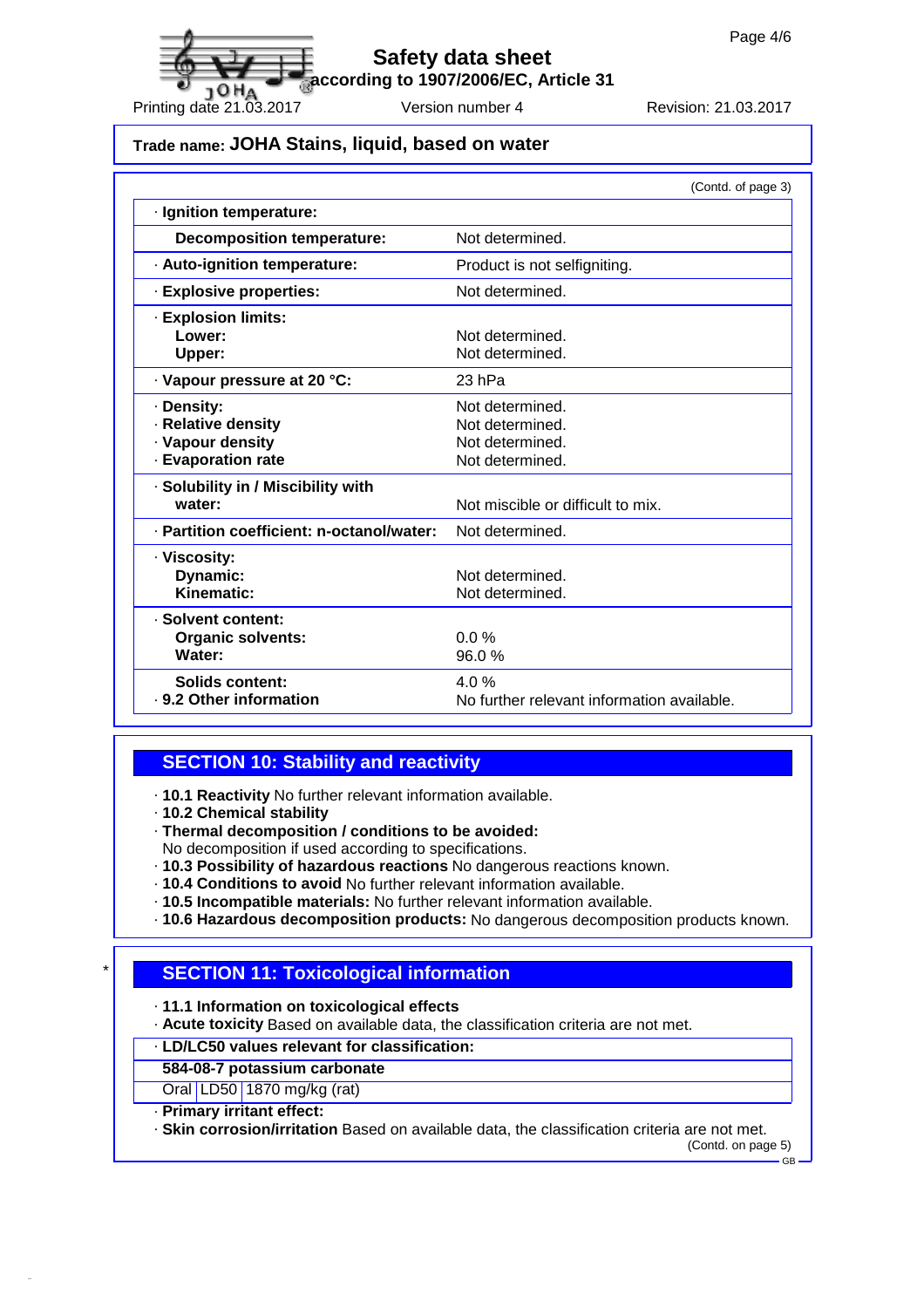**Trade name: JOHA Stains, liquid, based on water**

(Contd. of page 3)

| | |
|---|---|
| · **Ignition temperature:** | |
| **Decomposition temperature:** | Not determined. |
| · **Auto-ignition temperature:** | Product is not selfigniting. |
| · **Explosive properties:** | Not determined. |
| · **Explosion limits:** | |
| **Lower:** | Not determined. |
| **Upper:** | Not determined. |
| · **Vapour pressure at 20 °C:** | 23 hPa |
| · **Density:** | Not determined. |
| · **Relative density** | Not determined. |
| · **Vapour density** | Not determined. |
| · **Evaporation rate** | Not determined. |
| · **Solubility in / Miscibility with water:** | Not miscible or difficult to mix. |
| · **Partition coefficient: n-octanol/water:** | Not determined. |
| · **Viscosity:** | |
| **Dynamic:** | Not determined. |
| **Kinematic:** | Not determined. |
| · **Solvent content:** | |
| **Organic solvents:** | 0.0 % |
| **Water:** | 96.0 % |
| **Solids content:** | 4.0 % |
| · **9.2 Other information** | No further relevant information available. |

## SECTION 10: Stability and reactivity

· **10.1 Reactivity** No further relevant information available.
· **10.2 Chemical stability**
· **Thermal decomposition / conditions to be avoided:**
No decomposition if used according to specifications.
· **10.3 Possibility of hazardous reactions** No dangerous reactions known.
· **10.4 Conditions to avoid** No further relevant information available.
· **10.5 Incompatible materials:** No further relevant information available.
· **10.6 Hazardous decomposition products:** No dangerous decomposition products known.

## * SECTION 11: Toxicological information

· **11.1 Information on toxicological effects**
· **Acute toxicity** Based on available data, the classification criteria are not met.

| · **LD/LC50 values relevant for classification:** | | |
|---|---|---|
| **584-08-7 potassium carbonate** | | |
| Oral | LD50 | 1870 mg/kg (rat) |

· **Primary irritant effect:**
· **Skin corrosion/irritation** Based on available data, the classification criteria are not met.

(Contd. on page 5)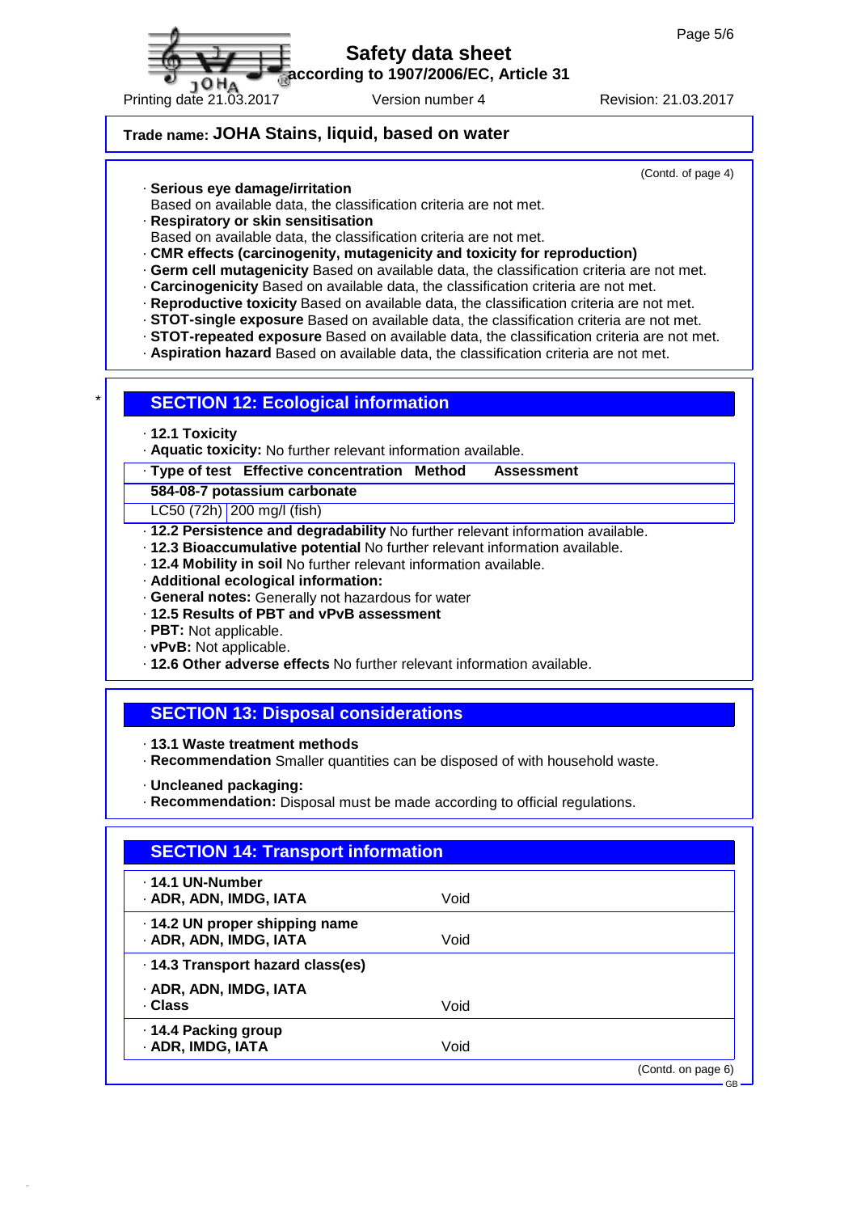## Trade name: JOHA Stains, liquid, based on water

(Contd. of page 4)

· **Serious eye damage/irritation**
Based on available data, the classification criteria are not met.
· **Respiratory or skin sensitisation**
Based on available data, the classification criteria are not met.
· **CMR effects (carcinogenity, mutagenicity and toxicity for reproduction)**
· **Germ cell mutagenicity** Based on available data, the classification criteria are not met.
· **Carcinogenicity** Based on available data, the classification criteria are not met.
· **Reproductive toxicity** Based on available data, the classification criteria are not met.
· **STOT-single exposure** Based on available data, the classification criteria are not met.
· **STOT-repeated exposure** Based on available data, the classification criteria are not met.
· **Aspiration hazard** Based on available data, the classification criteria are not met.

## SECTION 12: Ecological information

· **12.1 Toxicity**
· **Aquatic toxicity:** No further relevant information available.

| · Type of test | Effective concentration | Method | Assessment |
|---|---|---|---|
| **584-08-7 potassium carbonate** | | | |
| LC50 (72h) | 200 mg/l (fish) | | |

· **12.2 Persistence and degradability** No further relevant information available.
· **12.3 Bioaccumulative potential** No further relevant information available.
· **12.4 Mobility in soil** No further relevant information available.
· **Additional ecological information:**
· **General notes:** Generally not hazardous for water
· **12.5 Results of PBT and vPvB assessment**
· **PBT:** Not applicable.
· **vPvB:** Not applicable.
· **12.6 Other adverse effects** No further relevant information available.

## SECTION 13: Disposal considerations

· **13.1 Waste treatment methods**
· **Recommendation** Smaller quantities can be disposed of with household waste.

· **Uncleaned packaging:**
· **Recommendation:** Disposal must be made according to official regulations.

## SECTION 14: Transport information

| | |
|---|---|
| · **14.1 UN-Number** | |
| · **ADR, ADN, IMDG, IATA** | Void |
| · **14.2 UN proper shipping name** | |
| · **ADR, ADN, IMDG, IATA** | Void |
| · **14.3 Transport hazard class(es)** | |
| · **ADR, ADN, IMDG, IATA** | |
| · **Class** | Void |
| · **14.4 Packing group** | |
| · **ADR, IMDG, IATA** | Void |

(Contd. on page 6)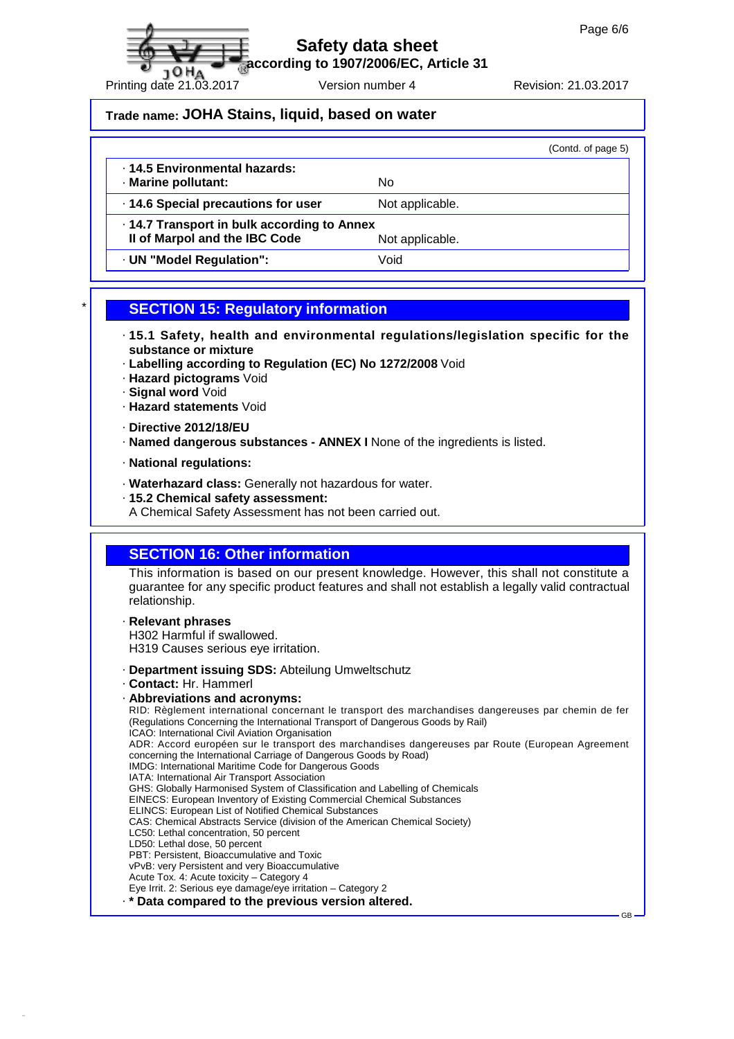**Trade name: JOHA Stains, liquid, based on water**

(Contd. of page 5)

| | |
|---|---|
| · **14.5 Environmental hazards:** · **Marine pollutant:** | No |
| · **14.6 Special precautions for user** | Not applicable. |
| · **14.7 Transport in bulk according to Annex II of Marpol and the IBC Code** | Not applicable. |
| · **UN "Model Regulation":** | Void |

\*

## SECTION 15: Regulatory information

· **15.1 Safety, health and environmental regulations/legislation specific for the substance or mixture**
· **Labelling according to Regulation (EC) No 1272/2008** Void
· **Hazard pictograms** Void
· **Signal word** Void
· **Hazard statements** Void

· **Directive 2012/18/EU**
· **Named dangerous substances - ANNEX I** None of the ingredients is listed.

· **National regulations:**

· **Waterhazard class:** Generally not hazardous for water.
· **15.2 Chemical safety assessment:**
A Chemical Safety Assessment has not been carried out.

## SECTION 16: Other information

This information is based on our present knowledge. However, this shall not constitute a guarantee for any specific product features and shall not establish a legally valid contractual relationship.

· **Relevant phrases**
H302 Harmful if swallowed.
H319 Causes serious eye irritation.

· **Department issuing SDS:** Abteilung Umweltschutz
· **Contact:** Hr. Hammerl
· **Abbreviations and acronyms:**
RID: Règlement international concernant le transport des marchandises dangereuses par chemin de fer (Regulations Concerning the International Transport of Dangerous Goods by Rail)
ICAO: International Civil Aviation Organisation
ADR: Accord européen sur le transport des marchandises dangereuses par Route (European Agreement concerning the International Carriage of Dangerous Goods by Road)
IMDG: International Maritime Code for Dangerous Goods
IATA: International Air Transport Association
GHS: Globally Harmonised System of Classification and Labelling of Chemicals
EINECS: European Inventory of Existing Commercial Chemical Substances
ELINCS: European List of Notified Chemical Substances
CAS: Chemical Abstracts Service (division of the American Chemical Society)
LC50: Lethal concentration, 50 percent
LD50: Lethal dose, 50 percent
PBT: Persistent, Bioaccumulative and Toxic
vPvB: very Persistent and very Bioaccumulative
Acute Tox. 4: Acute toxicity – Category 4
Eye Irrit. 2: Serious eye damage/eye irritation – Category 2
· **\* Data compared to the previous version altered.**